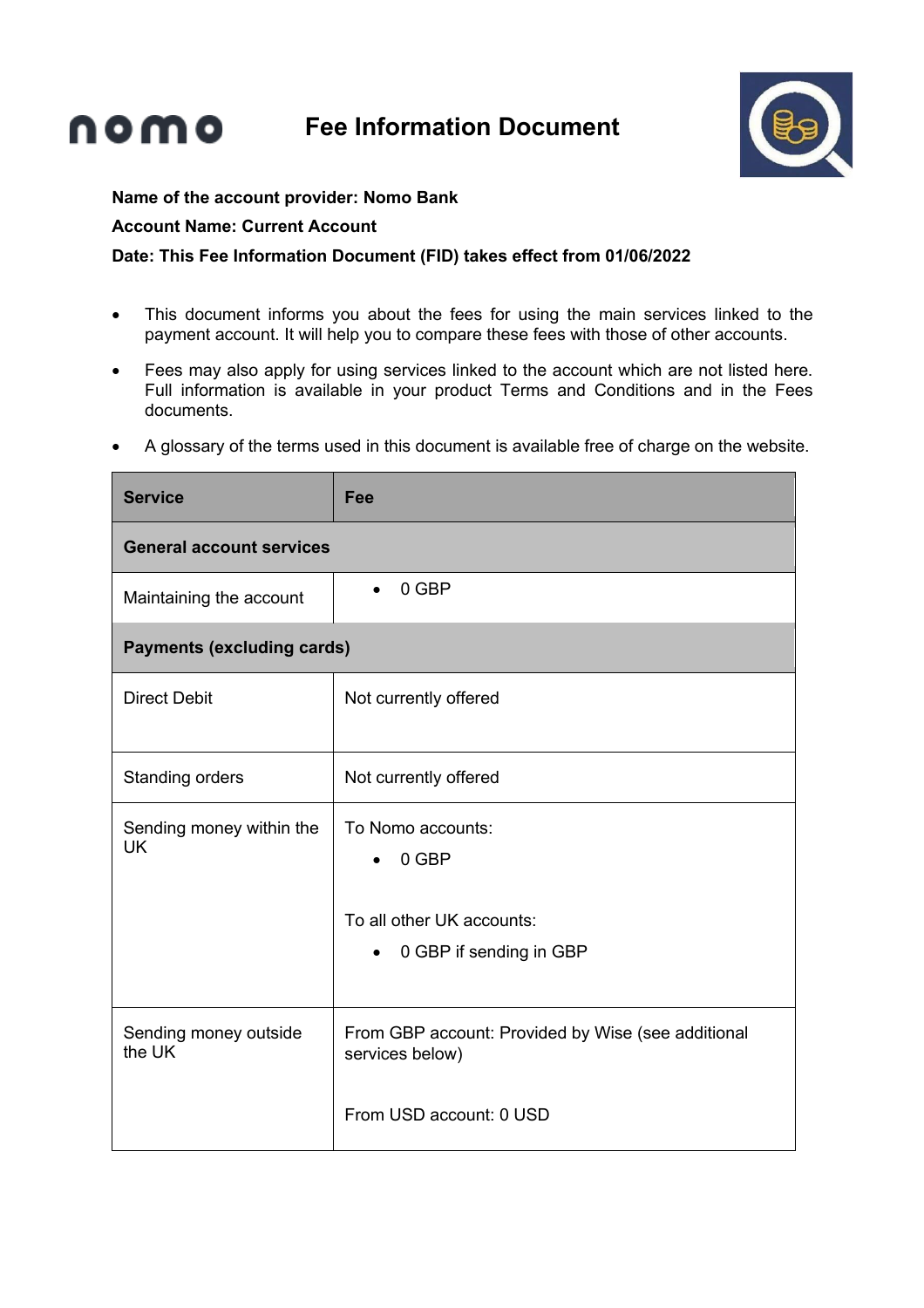nomo

# Fee Information Document

**Name of the account provider: Nomo Bank**

**Account Name: Current Account**

**Date: This Fee Information Document (FID) takes effect from 01/06/2022**

- This document informs you about the fees for using the main services linked to the payment account. It will help you to compare these fees with those of other accounts.
- Fees may also apply for using services linked to the account which are not listed here. Full information is available in your product Terms and Conditions and in the Fees documents.
- A glossary of the terms used in this document is available free of charge on the website.

| Service | Fee |
|---|---|
| **General account services** | |
| Maintaining the account | • 0 GBP |
| **Payments (excluding cards)** | |
| Direct Debit | Not currently offered |
| Standing orders | Not currently offered |
| Sending money within the UK | To Nomo accounts:<br>• 0 GBP<br><br>To all other UK accounts:<br>• 0 GBP if sending in GBP |
| Sending money outside the UK | From GBP account: Provided by Wise (see additional services below)<br><br>From USD account: 0 USD |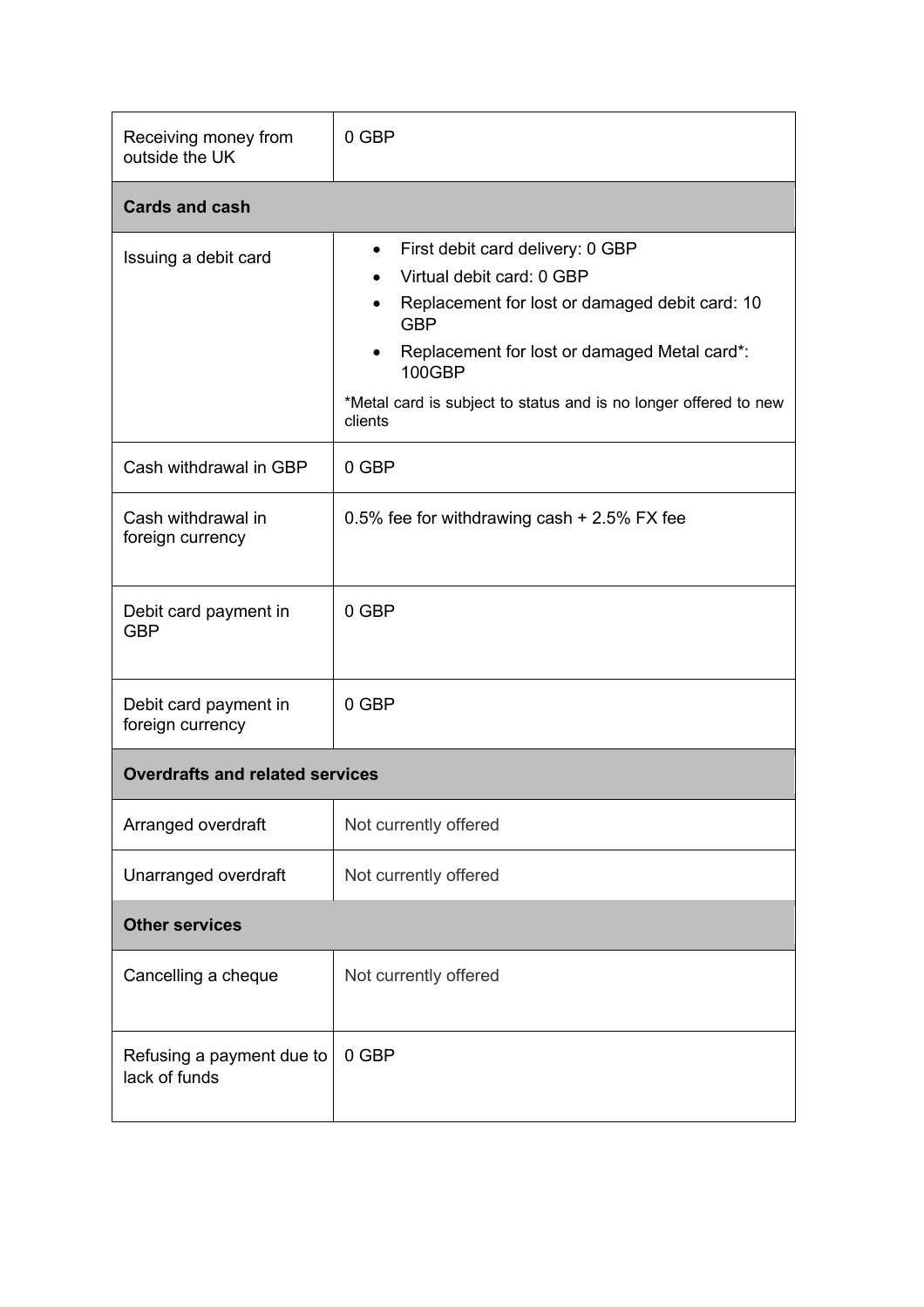| | |
|---|---|
| Receiving money from outside the UK | 0 GBP |
| **Cards and cash** | |
| Issuing a debit card | • First debit card delivery: 0 GBP<br>• Virtual debit card: 0 GBP<br>• Replacement for lost or damaged debit card: 10 GBP<br>• Replacement for lost or damaged Metal card*: 100GBP<br><br>*Metal card is subject to status and is no longer offered to new clients |
| Cash withdrawal in GBP | 0 GBP |
| Cash withdrawal in foreign currency | 0.5% fee for withdrawing cash + 2.5% FX fee |
| Debit card payment in GBP | 0 GBP |
| Debit card payment in foreign currency | 0 GBP |
| **Overdrafts and related services** | |
| Arranged overdraft | Not currently offered |
| Unarranged overdraft | Not currently offered |
| **Other services** | |
| Cancelling a cheque | Not currently offered |
| Refusing a payment due to lack of funds | 0 GBP |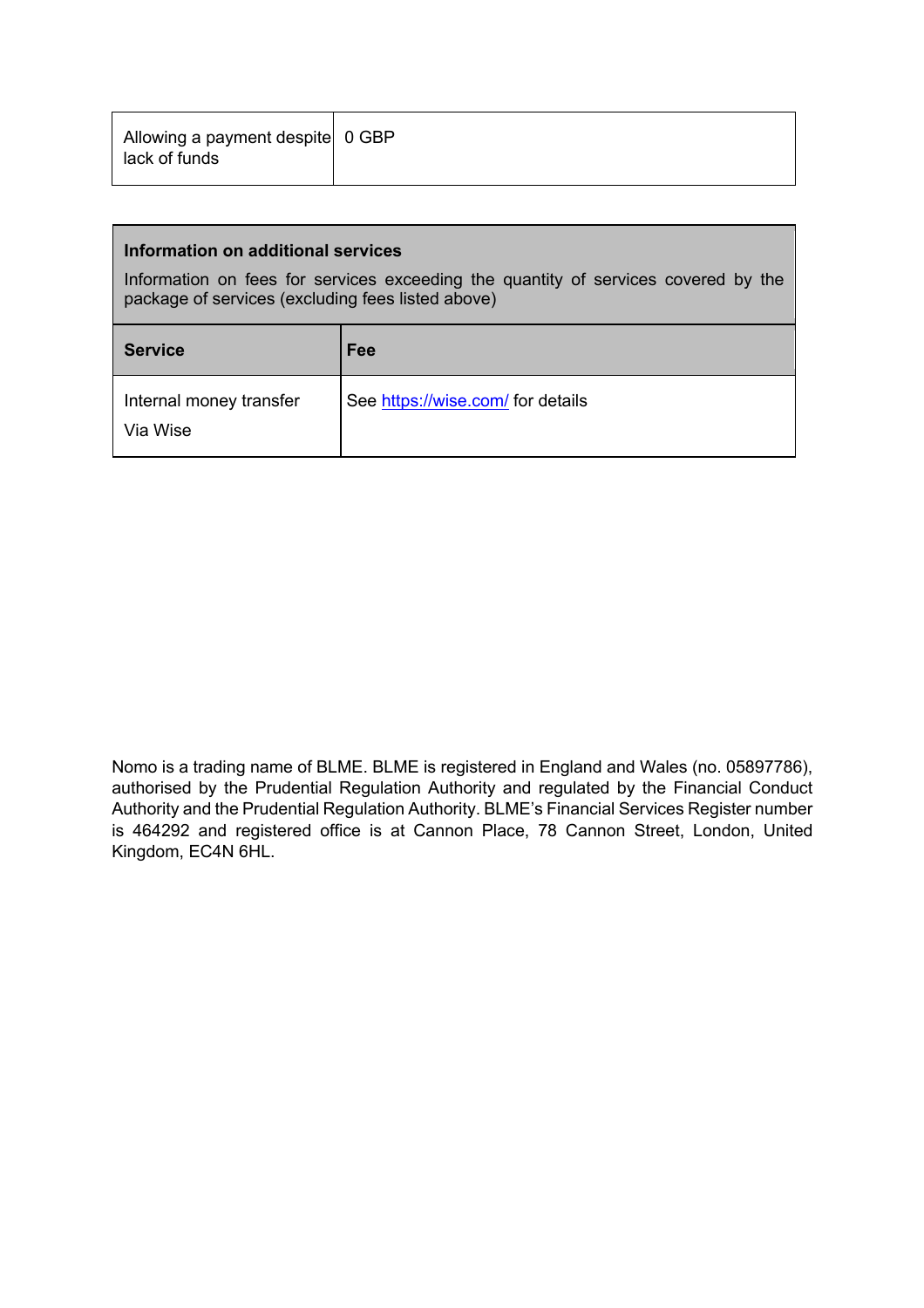| | |
|---|---|
| Allowing a payment despite lack of funds | 0 GBP |

| **Information on additional services**<br>Information on fees for services exceeding the quantity of services covered by the package of services (excluding fees listed above) | |
|---|---|
| **Service** | **Fee** |
| Internal money transfer<br>Via Wise | See https://wise.com/ for details |

Nomo is a trading name of BLME. BLME is registered in England and Wales (no. 05897786), authorised by the Prudential Regulation Authority and regulated by the Financial Conduct Authority and the Prudential Regulation Authority. BLME's Financial Services Register number is 464292 and registered office is at Cannon Place, 78 Cannon Street, London, United Kingdom, EC4N 6HL.